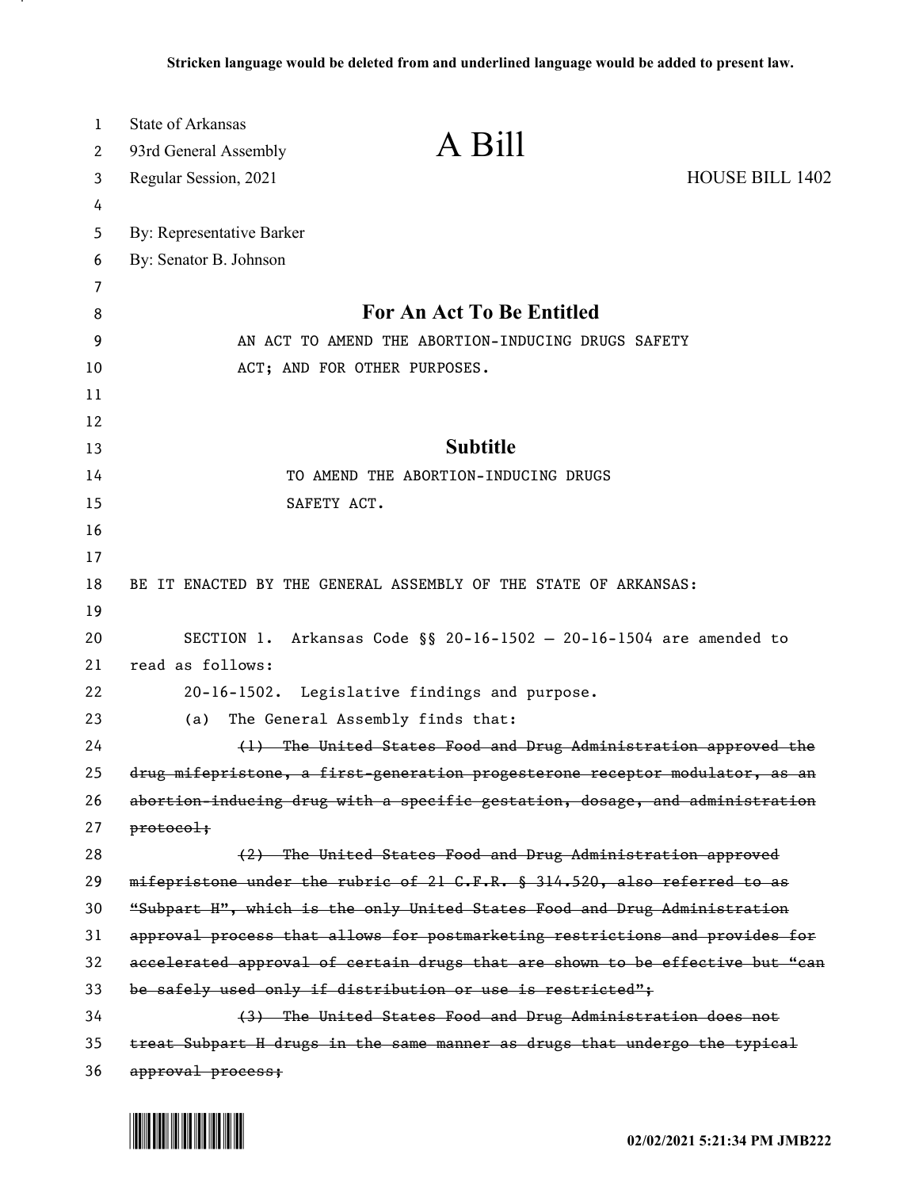**Stricken language would be deleted from and underlined language would be added to present law.**

State of Arkansas
93rd General Assembly
Regular Session, 2021

# A Bill

HOUSE BILL 1402

By: Representative Barker
By: Senator B. Johnson

## For An Act To Be Entitled

AN ACT TO AMEND THE ABORTION-INDUCING DRUGS SAFETY ACT; AND FOR OTHER PURPOSES.

## Subtitle

TO AMEND THE ABORTION-INDUCING DRUGS SAFETY ACT.

BE IT ENACTED BY THE GENERAL ASSEMBLY OF THE STATE OF ARKANSAS:

SECTION 1. Arkansas Code §§ 20-16-1502 — 20-16-1504 are amended to read as follows:

20-16-1502. Legislative findings and purpose.

(a) The General Assembly finds that:

~~(1) The United States Food and Drug Administration approved the drug mifepristone, a first-generation progesterone receptor modulator, as an abortion-inducing drug with a specific gestation, dosage, and administration protocol;~~

~~(2) The United States Food and Drug Administration approved mifepristone under the rubric of 21 C.F.R. § 314.520, also referred to as "Subpart H", which is the only United States Food and Drug Administration approval process that allows for postmarketing restrictions and provides for accelerated approval of certain drugs that are shown to be effective but "can be safely used only if distribution or use is restricted";~~

~~(3) The United States Food and Drug Administration does not treat Subpart H drugs in the same manner as drugs that undergo the typical approval process;~~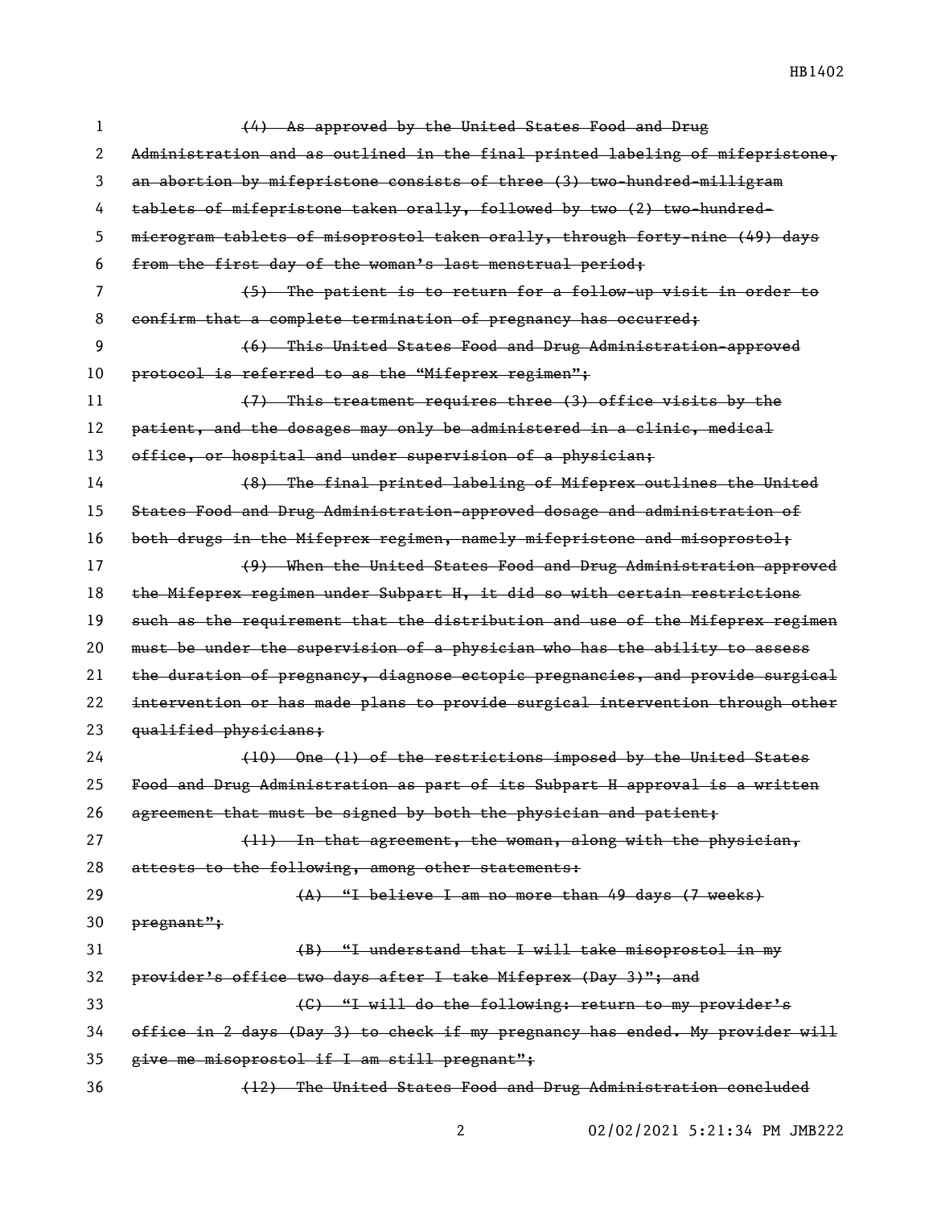~~(4) As approved by the United States Food and Drug Administration and as outlined in the final printed labeling of mifepristone, an abortion by mifepristone consists of three (3) two-hundred-milligram tablets of mifepristone taken orally, followed by two (2) two-hundred-microgram tablets of misoprostol taken orally, through forty-nine (49) days from the first day of the woman's last menstrual period;~~

~~(5) The patient is to return for a follow-up visit in order to confirm that a complete termination of pregnancy has occurred;~~

~~(6) This United States Food and Drug Administration-approved protocol is referred to as the "Mifeprex regimen";~~

~~(7) This treatment requires three (3) office visits by the patient, and the dosages may only be administered in a clinic, medical office, or hospital and under supervision of a physician;~~

~~(8) The final printed labeling of Mifeprex outlines the United States Food and Drug Administration-approved dosage and administration of both drugs in the Mifeprex regimen, namely mifepristone and misoprostol;~~

~~(9) When the United States Food and Drug Administration approved the Mifeprex regimen under Subpart H, it did so with certain restrictions such as the requirement that the distribution and use of the Mifeprex regimen must be under the supervision of a physician who has the ability to assess the duration of pregnancy, diagnose ectopic pregnancies, and provide surgical intervention or has made plans to provide surgical intervention through other qualified physicians;~~

~~(10) One (1) of the restrictions imposed by the United States Food and Drug Administration as part of its Subpart H approval is a written agreement that must be signed by both the physician and patient;~~

~~(11) In that agreement, the woman, along with the physician, attests to the following, among other statements:~~

~~(A) "I believe I am no more than 49 days (7 weeks) pregnant";~~

~~(B) "I understand that I will take misoprostol in my provider's office two days after I take Mifeprex (Day 3)"; and~~

~~(C) "I will do the following: return to my provider's office in 2 days (Day 3) to check if my pregnancy has ended. My provider will give me misoprostol if I am still pregnant";~~

~~(12) The United States Food and Drug Administration concluded~~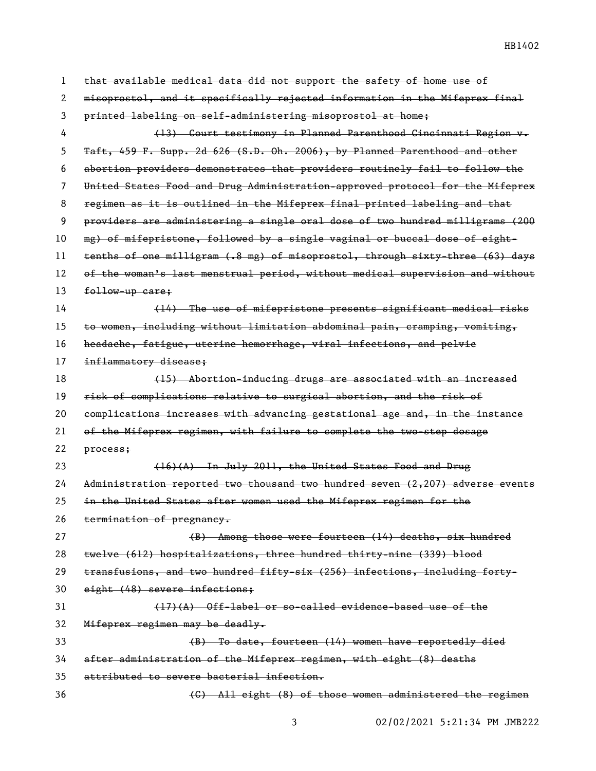~~that available medical data did not support the safety of home use of misoprostol, and it specifically rejected information in the Mifeprex final printed labeling on self-administering misoprostol at home;~~

~~(13) Court testimony in Planned Parenthood Cincinnati Region v. Taft, 459 F. Supp. 2d 626 (S.D. Oh. 2006), by Planned Parenthood and other abortion providers demonstrates that providers routinely fail to follow the United States Food and Drug Administration-approved protocol for the Mifeprex regimen as it is outlined in the Mifeprex final printed labeling and that providers are administering a single oral dose of two hundred milligrams (200 mg) of mifepristone, followed by a single vaginal or buccal dose of eight-tenths of one milligram (.8 mg) of misoprostol, through sixty-three (63) days of the woman's last menstrual period, without medical supervision and without follow-up care;~~

~~(14) The use of mifepristone presents significant medical risks to women, including without limitation abdominal pain, cramping, vomiting, headache, fatigue, uterine hemorrhage, viral infections, and pelvic inflammatory disease;~~

~~(15) Abortion-inducing drugs are associated with an increased risk of complications relative to surgical abortion, and the risk of complications increases with advancing gestational age and, in the instance of the Mifeprex regimen, with failure to complete the two-step dosage process;~~

~~(16)(A) In July 2011, the United States Food and Drug Administration reported two thousand two hundred seven (2,207) adverse events in the United States after women used the Mifeprex regimen for the termination of pregnancy.~~

~~(B) Among those were fourteen (14) deaths, six hundred twelve (612) hospitalizations, three hundred thirty-nine (339) blood transfusions, and two hundred fifty-six (256) infections, including forty-eight (48) severe infections;~~

~~(17)(A) Off-label or so-called evidence-based use of the Mifeprex regimen may be deadly.~~

~~(B) To date, fourteen (14) women have reportedly died after administration of the Mifeprex regimen, with eight (8) deaths attributed to severe bacterial infection.~~

~~(C) All eight (8) of those women administered the regimen~~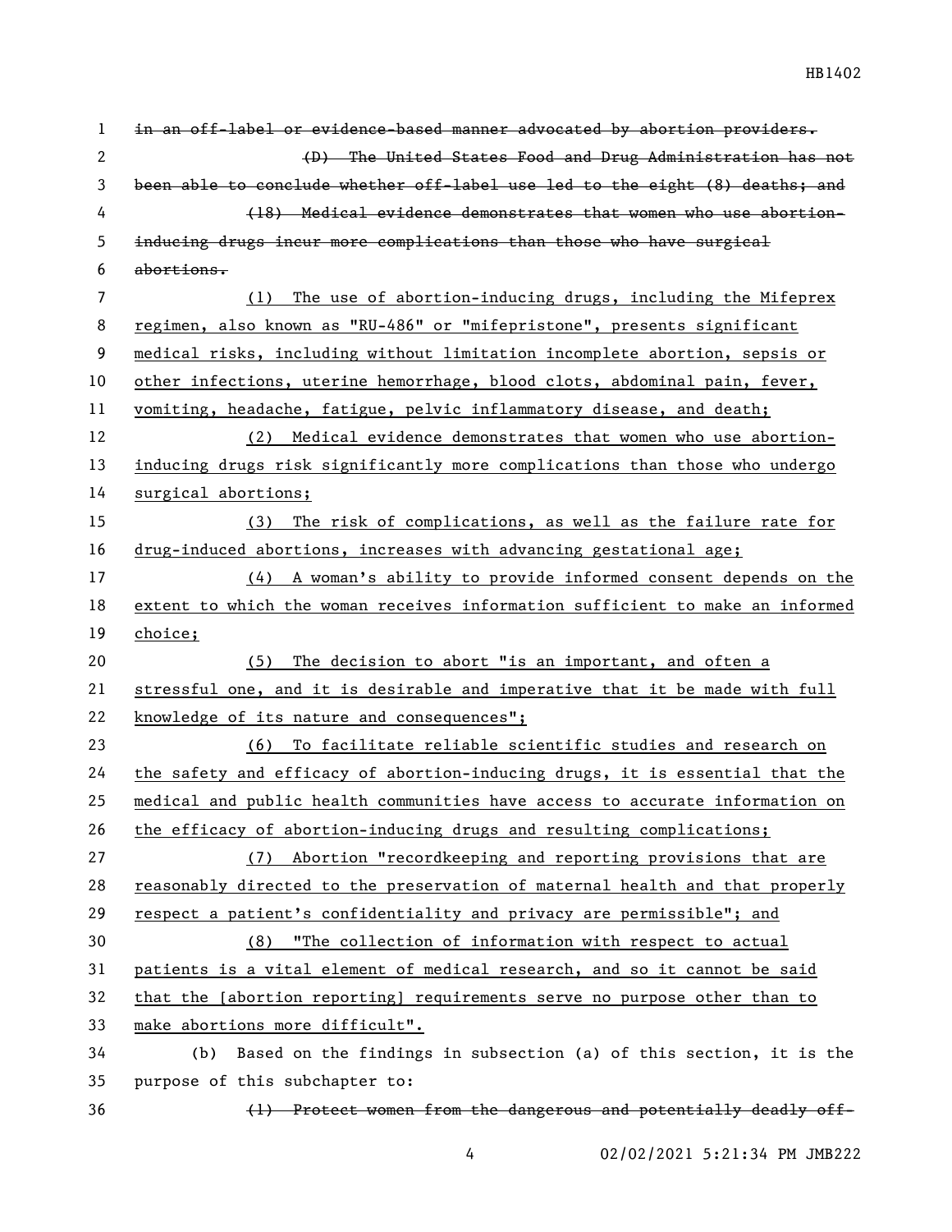~~in an off-label or evidence-based manner advocated by abortion providers.~~

~~(D) The United States Food and Drug Administration has not been able to conclude whether off-label use led to the eight (8) deaths; and~~

~~(18) Medical evidence demonstrates that women who use abortion-inducing drugs incur more complications than those who have surgical abortions.~~

(1) The use of abortion-inducing drugs, including the Mifeprex regimen, also known as "RU-486" or "mifepristone", presents significant medical risks, including without limitation incomplete abortion, sepsis or other infections, uterine hemorrhage, blood clots, abdominal pain, fever, vomiting, headache, fatigue, pelvic inflammatory disease, and death;

(2) Medical evidence demonstrates that women who use abortion-inducing drugs risk significantly more complications than those who undergo surgical abortions;

(3) The risk of complications, as well as the failure rate for drug-induced abortions, increases with advancing gestational age;

(4) A woman's ability to provide informed consent depends on the extent to which the woman receives information sufficient to make an informed choice;

(5) The decision to abort "is an important, and often a stressful one, and it is desirable and imperative that it be made with full knowledge of its nature and consequences";

(6) To facilitate reliable scientific studies and research on the safety and efficacy of abortion-inducing drugs, it is essential that the medical and public health communities have access to accurate information on the efficacy of abortion-inducing drugs and resulting complications;

(7) Abortion "recordkeeping and reporting provisions that are reasonably directed to the preservation of maternal health and that properly respect a patient's confidentiality and privacy are permissible"; and

(8) "The collection of information with respect to actual patients is a vital element of medical research, and so it cannot be said that the [abortion reporting] requirements serve no purpose other than to make abortions more difficult".

(b) Based on the findings in subsection (a) of this section, it is the purpose of this subchapter to:

~~(1) Protect women from the dangerous and potentially deadly off-~~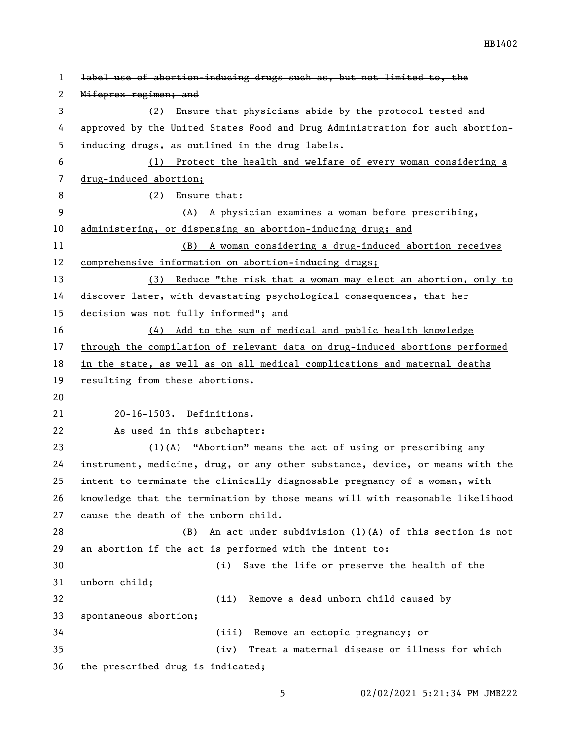~~label use of abortion-inducing drugs such as, but not limited to, the Mifeprex regimen; and~~

~~(2) Ensure that physicians abide by the protocol tested and approved by the United States Food and Drug Administration for such abortion-inducing drugs, as outlined in the drug labels.~~

<u>(1) Protect the health and welfare of every woman considering a drug-induced abortion;</u>

<u>(2) Ensure that:</u>

<u>(A) A physician examines a woman before prescribing, administering, or dispensing an abortion-inducing drug; and</u>

<u>(B) A woman considering a drug-induced abortion receives comprehensive information on abortion-inducing drugs;</u>

<u>(3) Reduce "the risk that a woman may elect an abortion, only to discover later, with devastating psychological consequences, that her decision was not fully informed"; and</u>

<u>(4) Add to the sum of medical and public health knowledge through the compilation of relevant data on drug-induced abortions performed in the state, as well as on all medical complications and maternal deaths resulting from these abortions.</u>

20-16-1503. Definitions.

As used in this subchapter:

(1)(A) "Abortion" means the act of using or prescribing any instrument, medicine, drug, or any other substance, device, or means with the intent to terminate the clinically diagnosable pregnancy of a woman, with knowledge that the termination by those means will with reasonable likelihood cause the death of the unborn child.

(B) An act under subdivision (1)(A) of this section is not an abortion if the act is performed with the intent to:

(i) Save the life or preserve the health of the unborn child;

(ii) Remove a dead unborn child caused by spontaneous abortion;

(iii) Remove an ectopic pregnancy; or

(iv) Treat a maternal disease or illness for which the prescribed drug is indicated;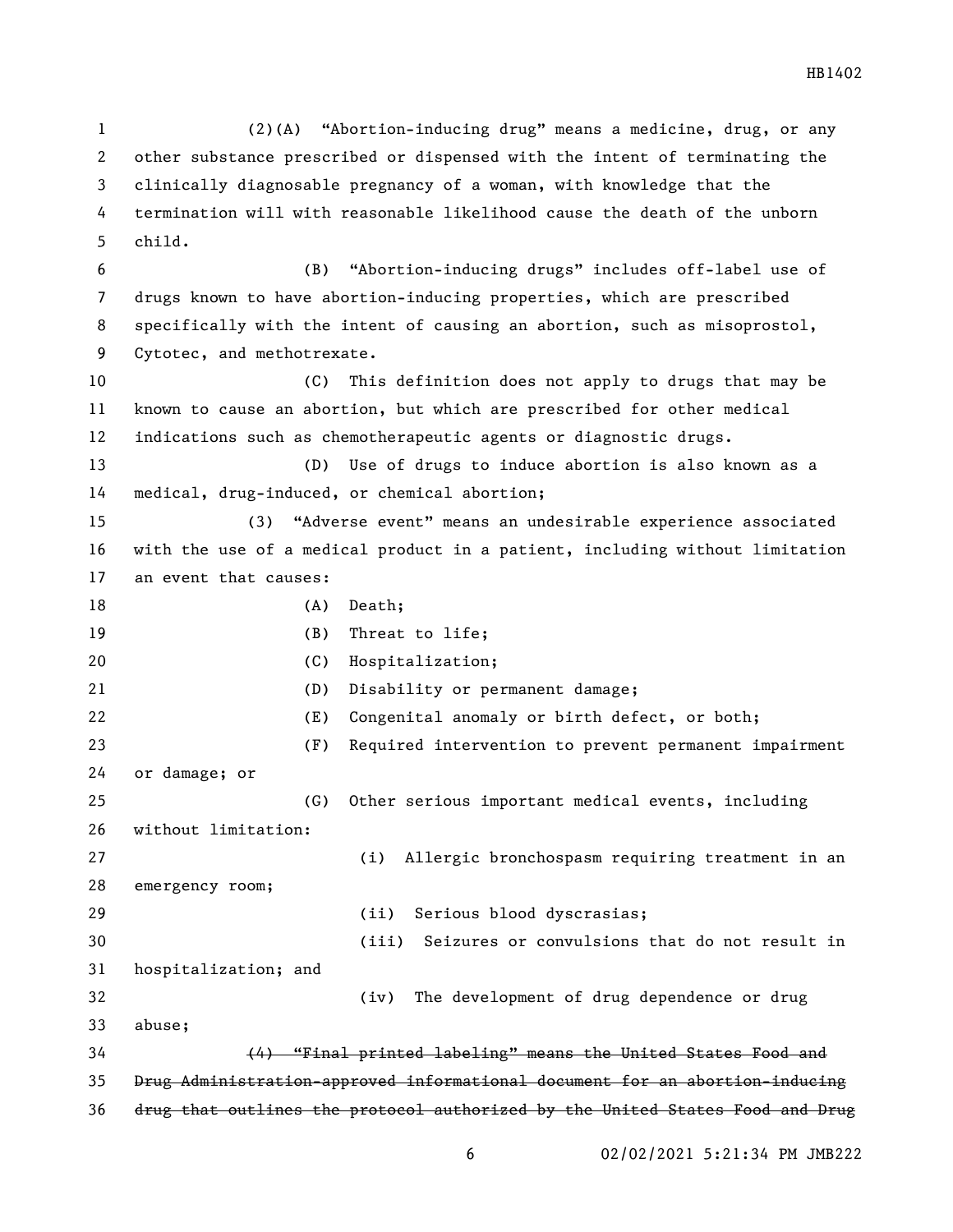(2)(A) "Abortion-inducing drug" means a medicine, drug, or any other substance prescribed or dispensed with the intent of terminating the clinically diagnosable pregnancy of a woman, with knowledge that the termination will with reasonable likelihood cause the death of the unborn child.

(B) "Abortion-inducing drugs" includes off-label use of drugs known to have abortion-inducing properties, which are prescribed specifically with the intent of causing an abortion, such as misoprostol, Cytotec, and methotrexate.

(C) This definition does not apply to drugs that may be known to cause an abortion, but which are prescribed for other medical indications such as chemotherapeutic agents or diagnostic drugs.

(D) Use of drugs to induce abortion is also known as a medical, drug-induced, or chemical abortion;

(3) "Adverse event" means an undesirable experience associated with the use of a medical product in a patient, including without limitation an event that causes:

(A) Death;

(B) Threat to life;

(C) Hospitalization;

(D) Disability or permanent damage;

(E) Congenital anomaly or birth defect, or both;

(F) Required intervention to prevent permanent impairment or damage; or

(G) Other serious important medical events, including without limitation:

(i) Allergic bronchospasm requiring treatment in an emergency room;

(ii) Serious blood dyscrasias;

(iii) Seizures or convulsions that do not result in hospitalization; and

(iv) The development of drug dependence or drug abuse;

~~(4) "Final printed labeling" means the United States Food and Drug Administration-approved informational document for an abortion-inducing drug that outlines the protocol authorized by the United States Food and Drug~~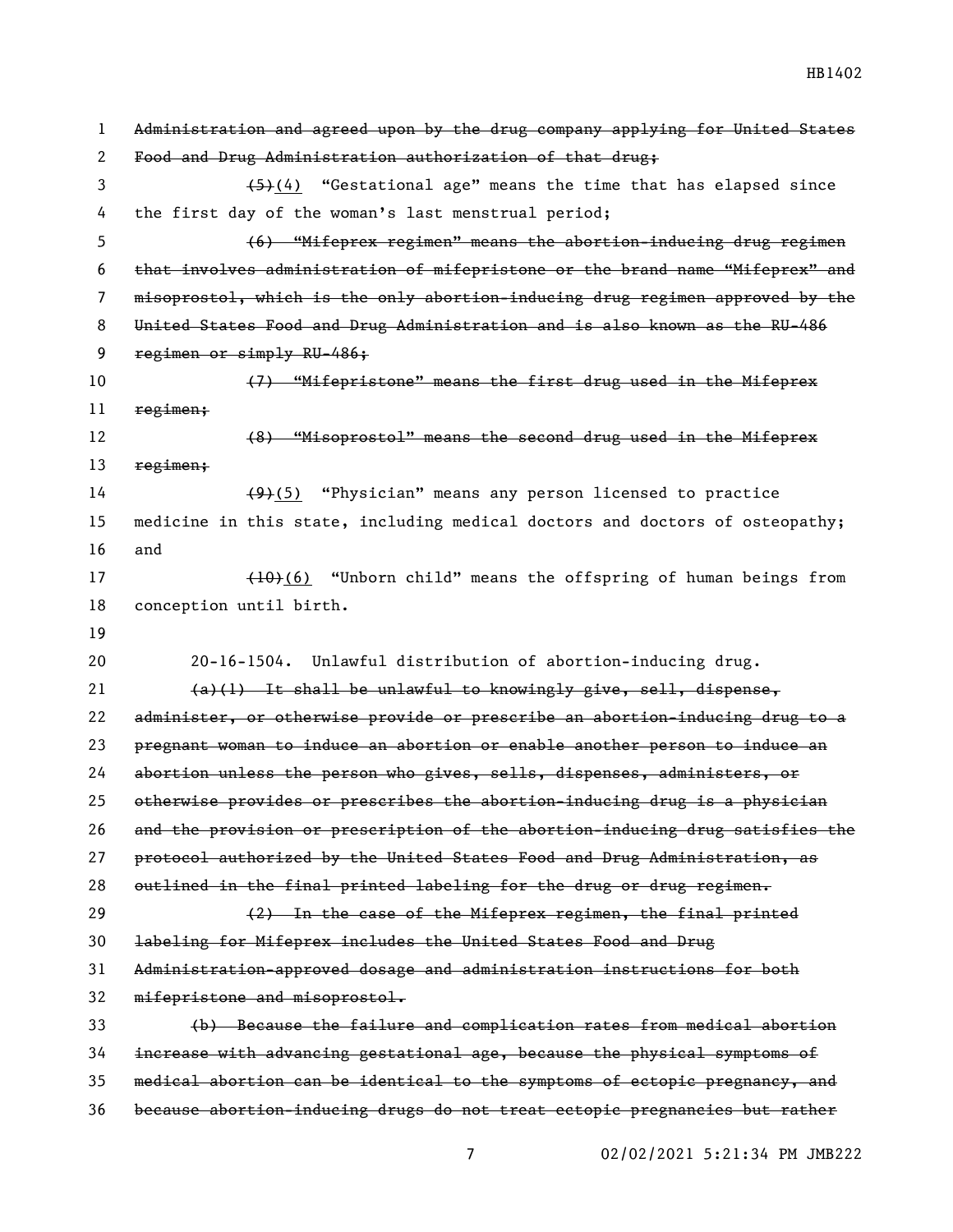~~Administration and agreed upon by the drug company applying for United States Food and Drug Administration authorization of that drug;~~

~~(5)~~(4) "Gestational age" means the time that has elapsed since the first day of the woman's last menstrual period;

~~(6) "Mifeprex regimen" means the abortion-inducing drug regimen that involves administration of mifepristone or the brand name "Mifeprex" and misoprostol, which is the only abortion-inducing drug regimen approved by the United States Food and Drug Administration and is also known as the RU-486 regimen or simply RU-486;~~

~~(7) "Mifepristone" means the first drug used in the Mifeprex regimen;~~

~~(8) "Misoprostol" means the second drug used in the Mifeprex regimen;~~

~~(9)~~(5) "Physician" means any person licensed to practice medicine in this state, including medical doctors and doctors of osteopathy; and

~~(10)~~(6) "Unborn child" means the offspring of human beings from conception until birth.

20-16-1504. Unlawful distribution of abortion-inducing drug.

~~(a)(1) It shall be unlawful to knowingly give, sell, dispense, administer, or otherwise provide or prescribe an abortion-inducing drug to a pregnant woman to induce an abortion or enable another person to induce an abortion unless the person who gives, sells, dispenses, administers, or otherwise provides or prescribes the abortion-inducing drug is a physician and the provision or prescription of the abortion-inducing drug satisfies the protocol authorized by the United States Food and Drug Administration, as outlined in the final printed labeling for the drug or drug regimen.~~

~~(2) In the case of the Mifeprex regimen, the final printed labeling for Mifeprex includes the United States Food and Drug Administration-approved dosage and administration instructions for both mifepristone and misoprostol.~~

~~(b) Because the failure and complication rates from medical abortion increase with advancing gestational age, because the physical symptoms of medical abortion can be identical to the symptoms of ectopic pregnancy, and because abortion-inducing drugs do not treat ectopic pregnancies but rather~~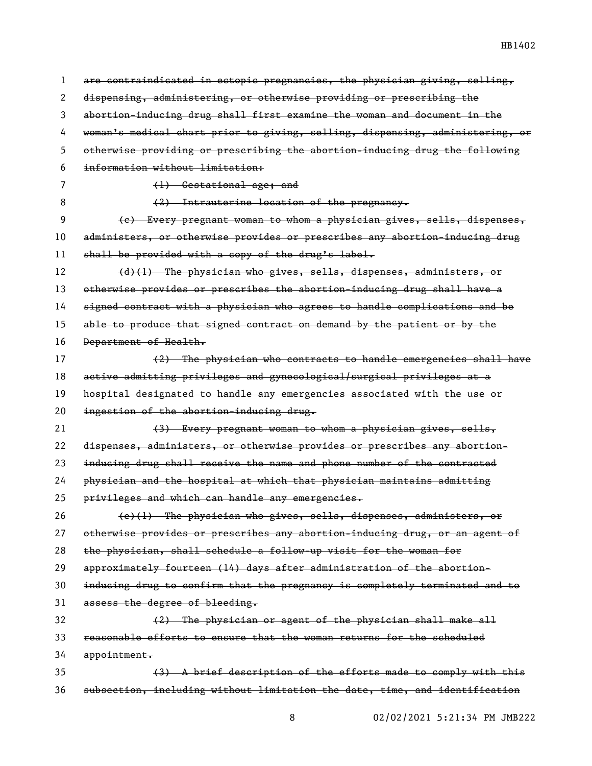~~are contraindicated in ectopic pregnancies, the physician giving, selling, dispensing, administering, or otherwise providing or prescribing the abortion-inducing drug shall first examine the woman and document in the woman's medical chart prior to giving, selling, dispensing, administering, or otherwise providing or prescribing the abortion-inducing drug the following information without limitation:~~

~~(1) Gestational age; and~~

~~(2) Intrauterine location of the pregnancy.~~

~~(c) Every pregnant woman to whom a physician gives, sells, dispenses, administers, or otherwise provides or prescribes any abortion-inducing drug shall be provided with a copy of the drug's label.~~

~~(d)(1) The physician who gives, sells, dispenses, administers, or otherwise provides or prescribes the abortion-inducing drug shall have a signed contract with a physician who agrees to handle complications and be able to produce that signed contract on demand by the patient or by the Department of Health.~~

~~(2) The physician who contracts to handle emergencies shall have active admitting privileges and gynecological/surgical privileges at a hospital designated to handle any emergencies associated with the use or ingestion of the abortion-inducing drug.~~

~~(3) Every pregnant woman to whom a physician gives, sells, dispenses, administers, or otherwise provides or prescribes any abortion-inducing drug shall receive the name and phone number of the contracted physician and the hospital at which that physician maintains admitting privileges and which can handle any emergencies.~~

~~(e)(1) The physician who gives, sells, dispenses, administers, or otherwise provides or prescribes any abortion-inducing drug, or an agent of the physician, shall schedule a follow-up visit for the woman for approximately fourteen (14) days after administration of the abortion-inducing drug to confirm that the pregnancy is completely terminated and to assess the degree of bleeding.~~

~~(2) The physician or agent of the physician shall make all reasonable efforts to ensure that the woman returns for the scheduled appointment.~~

~~(3) A brief description of the efforts made to comply with this subsection, including without limitation the date, time, and identification~~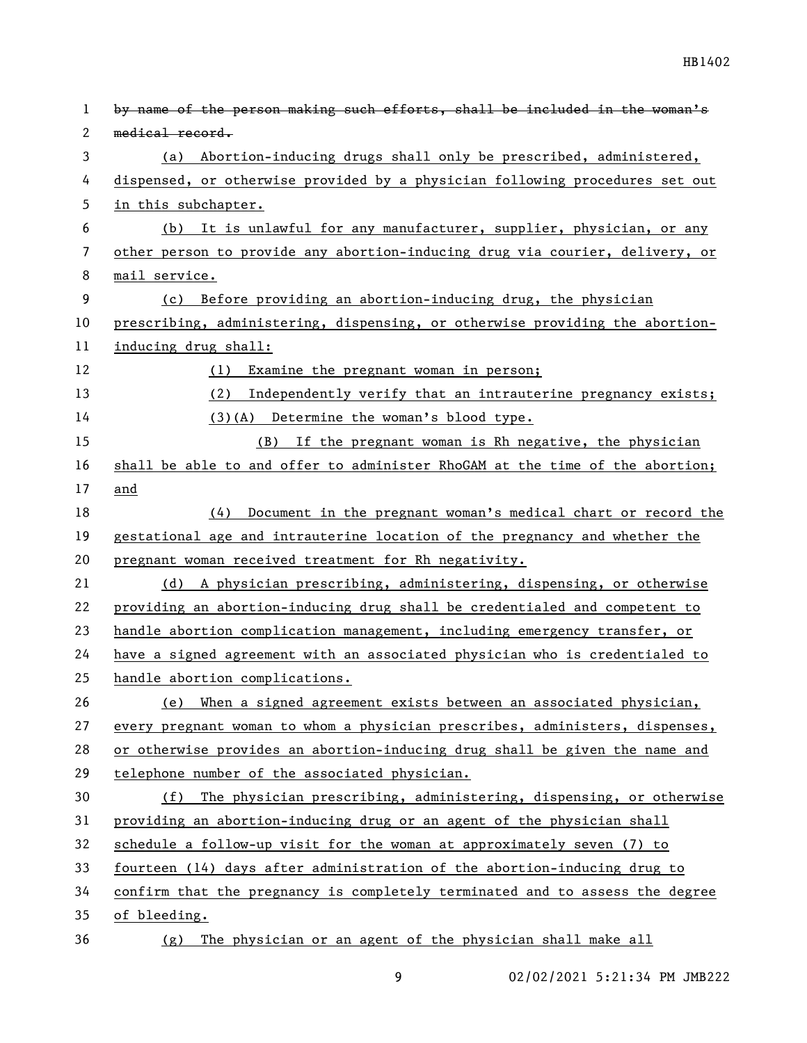~~by name of the person making such efforts, shall be included in the woman's medical record.~~

(a) Abortion-inducing drugs shall only be prescribed, administered, dispensed, or otherwise provided by a physician following procedures set out in this subchapter.

(b) It is unlawful for any manufacturer, supplier, physician, or any other person to provide any abortion-inducing drug via courier, delivery, or mail service.

(c) Before providing an abortion-inducing drug, the physician prescribing, administering, dispensing, or otherwise providing the abortion-inducing drug shall:

(1) Examine the pregnant woman in person;

(2) Independently verify that an intrauterine pregnancy exists;

(3)(A) Determine the woman's blood type.

(B) If the pregnant woman is Rh negative, the physician shall be able to and offer to administer RhoGAM at the time of the abortion; and

(4) Document in the pregnant woman's medical chart or record the gestational age and intrauterine location of the pregnancy and whether the pregnant woman received treatment for Rh negativity.

(d) A physician prescribing, administering, dispensing, or otherwise providing an abortion-inducing drug shall be credentialed and competent to handle abortion complication management, including emergency transfer, or have a signed agreement with an associated physician who is credentialed to handle abortion complications.

(e) When a signed agreement exists between an associated physician, every pregnant woman to whom a physician prescribes, administers, dispenses, or otherwise provides an abortion-inducing drug shall be given the name and telephone number of the associated physician.

(f) The physician prescribing, administering, dispensing, or otherwise providing an abortion-inducing drug or an agent of the physician shall schedule a follow-up visit for the woman at approximately seven (7) to fourteen (14) days after administration of the abortion-inducing drug to confirm that the pregnancy is completely terminated and to assess the degree of bleeding.

(g) The physician or an agent of the physician shall make all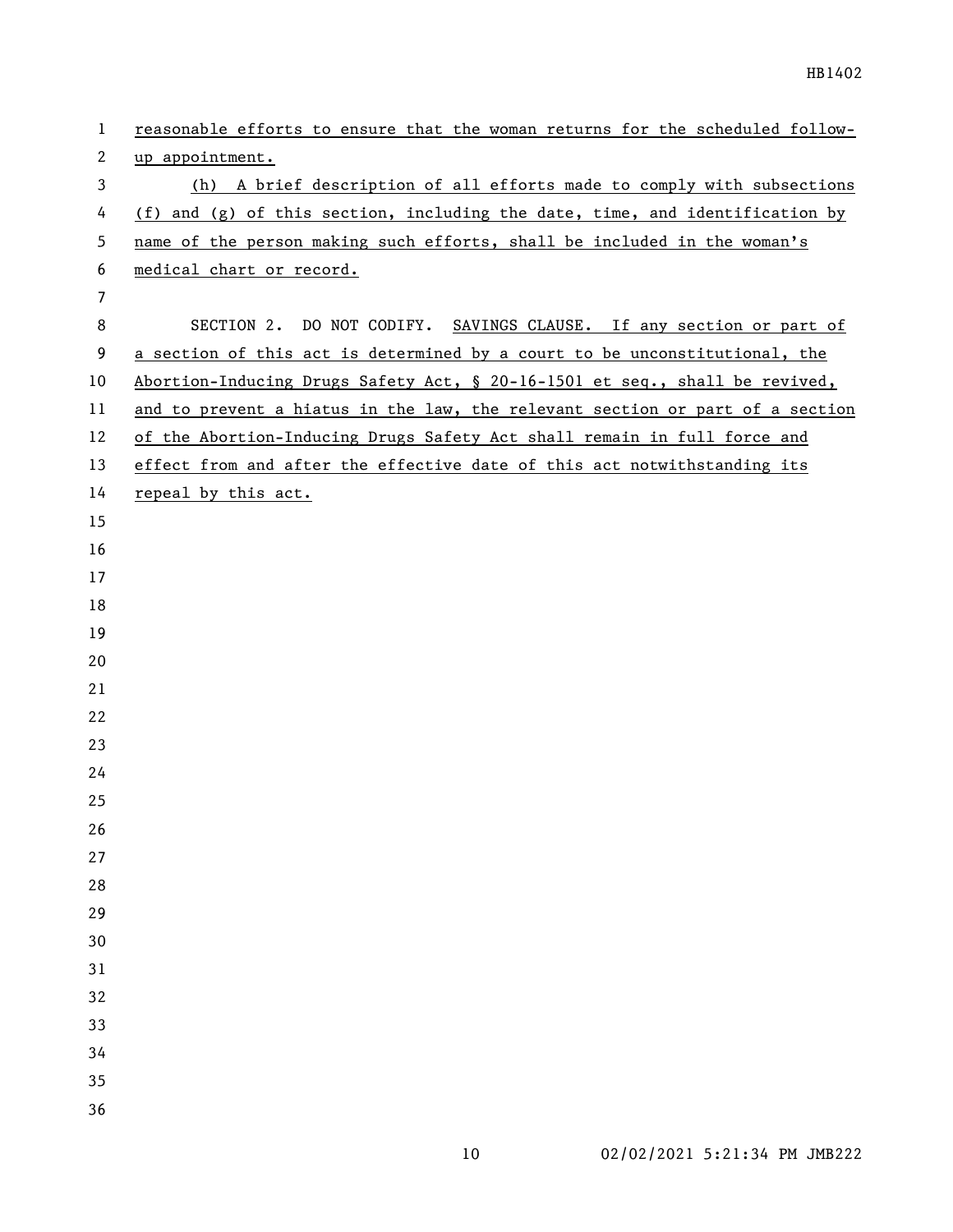reasonable efforts to ensure that the woman returns for the scheduled follow-up appointment.

(h) A brief description of all efforts made to comply with subsections (f) and (g) of this section, including the date, time, and identification by name of the person making such efforts, shall be included in the woman's medical chart or record.

SECTION 2. DO NOT CODIFY. SAVINGS CLAUSE. If any section or part of a section of this act is determined by a court to be unconstitutional, the Abortion-Inducing Drugs Safety Act, § 20-16-1501 et seq., shall be revived, and to prevent a hiatus in the law, the relevant section or part of a section of the Abortion-Inducing Drugs Safety Act shall remain in full force and effect from and after the effective date of this act notwithstanding its repeal by this act.